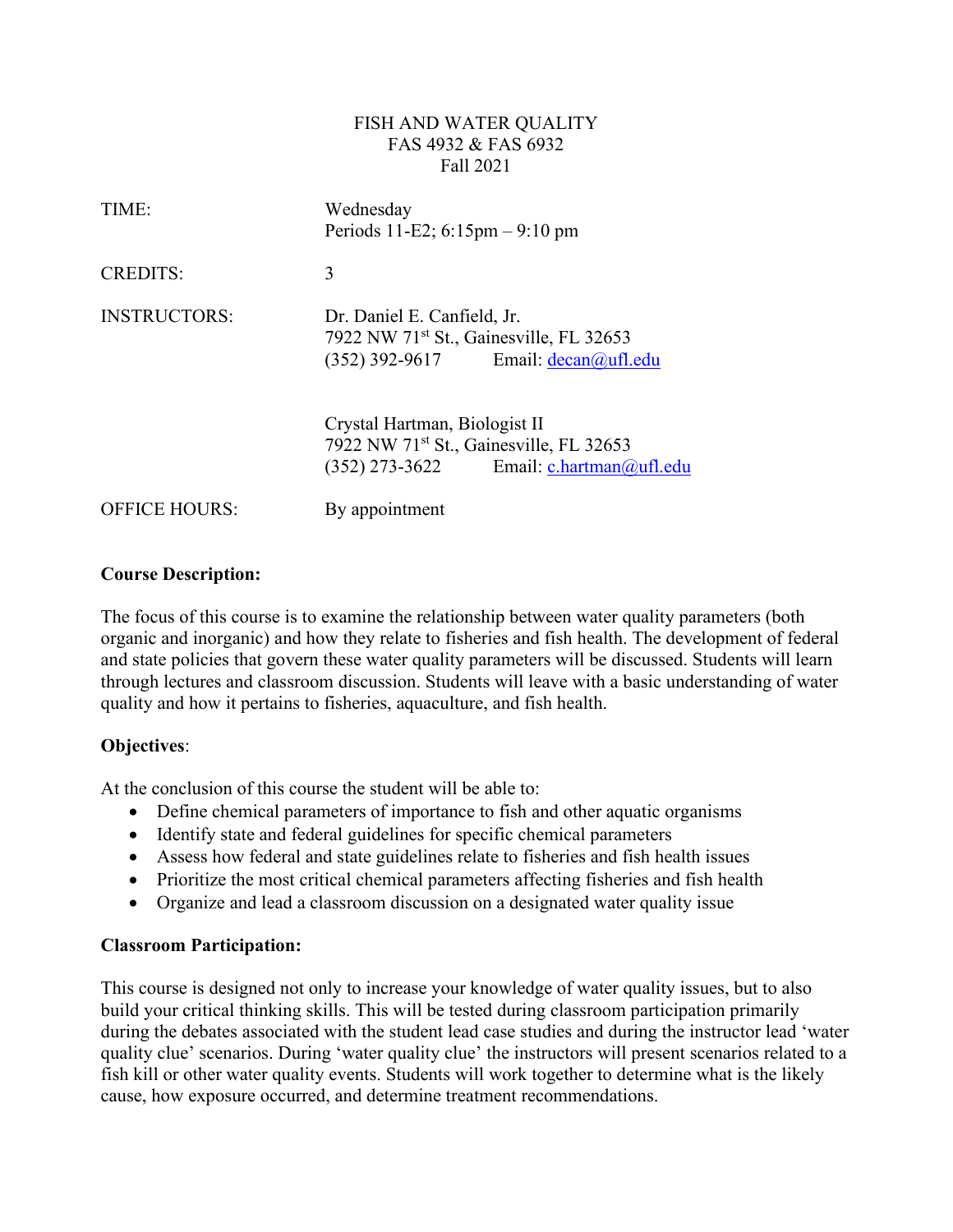# FISH AND WATER QUALITY
## FAS 4932 & FAS 6932
## Fall 2021

| | |
|---|---|
| TIME: | Wednesday<br>Periods 11-E2; 6:15pm – 9:10 pm |
| CREDITS: | 3 |
| INSTRUCTORS: | Dr. Daniel E. Canfield, Jr.<br>7922 NW 71st St., Gainesville, FL 32653<br>(352) 392-9617 Email: decan@ufl.edu<br><br>Crystal Hartman, Biologist II<br>7922 NW 71st St., Gainesville, FL 32653<br>(352) 273-3622 Email: c.hartman@ufl.edu |
| OFFICE HOURS: | By appointment |

**Course Description:**

The focus of this course is to examine the relationship between water quality parameters (both organic and inorganic) and how they relate to fisheries and fish health. The development of federal and state policies that govern these water quality parameters will be discussed. Students will learn through lectures and classroom discussion. Students will leave with a basic understanding of water quality and how it pertains to fisheries, aquaculture, and fish health.

**Objectives**:

At the conclusion of this course the student will be able to:

- Define chemical parameters of importance to fish and other aquatic organisms
- Identify state and federal guidelines for specific chemical parameters
- Assess how federal and state guidelines relate to fisheries and fish health issues
- Prioritize the most critical chemical parameters affecting fisheries and fish health
- Organize and lead a classroom discussion on a designated water quality issue

**Classroom Participation:**

This course is designed not only to increase your knowledge of water quality issues, but to also build your critical thinking skills. This will be tested during classroom participation primarily during the debates associated with the student lead case studies and during the instructor lead 'water quality clue' scenarios. During 'water quality clue' the instructors will present scenarios related to a fish kill or other water quality events. Students will work together to determine what is the likely cause, how exposure occurred, and determine treatment recommendations.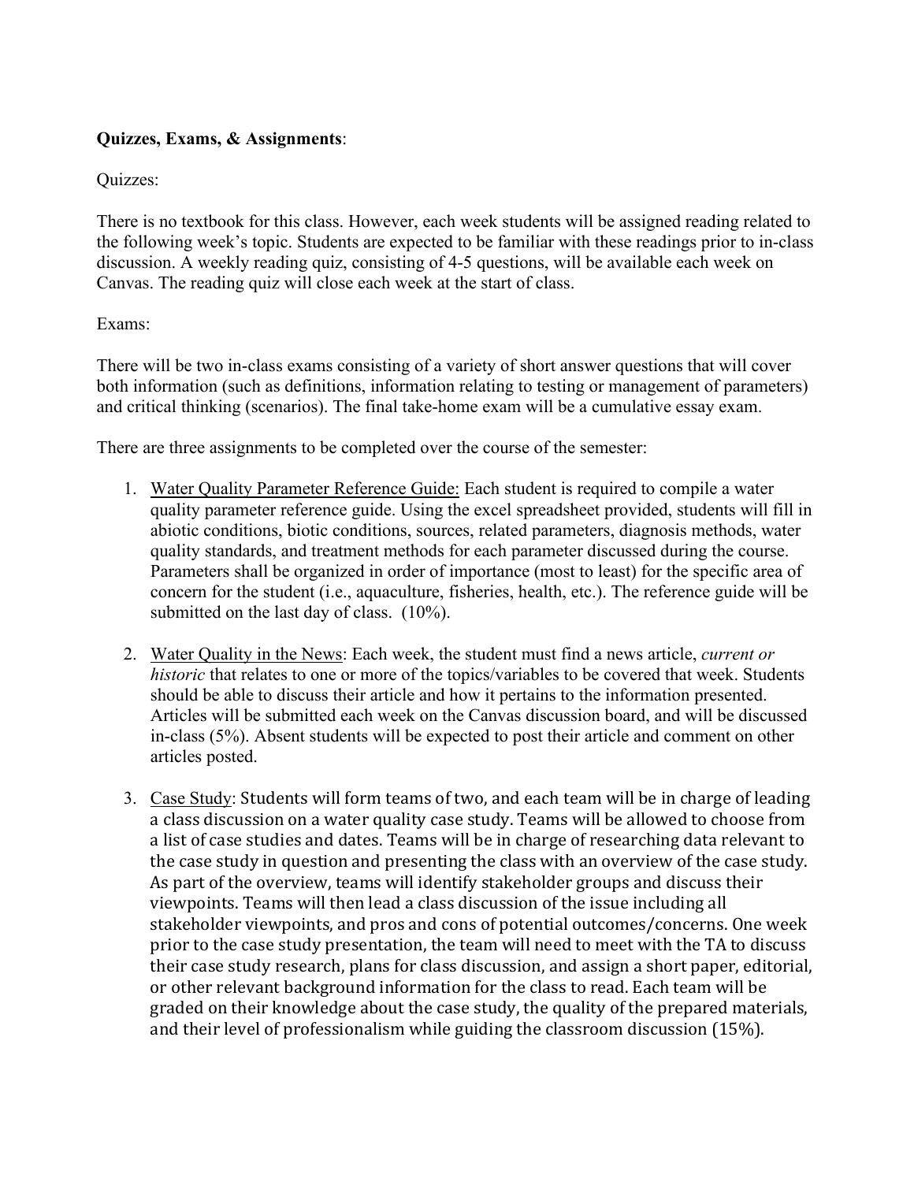**Quizzes, Exams, & Assignments**:

Quizzes:

There is no textbook for this class. However, each week students will be assigned reading related to the following week's topic. Students are expected to be familiar with these readings prior to in-class discussion. A weekly reading quiz, consisting of 4-5 questions, will be available each week on Canvas. The reading quiz will close each week at the start of class.

Exams:

There will be two in-class exams consisting of a variety of short answer questions that will cover both information (such as definitions, information relating to testing or management of parameters) and critical thinking (scenarios). The final take-home exam will be a cumulative essay exam.

There are three assignments to be completed over the course of the semester:

1. Water Quality Parameter Reference Guide: Each student is required to compile a water quality parameter reference guide. Using the excel spreadsheet provided, students will fill in abiotic conditions, biotic conditions, sources, related parameters, diagnosis methods, water quality standards, and treatment methods for each parameter discussed during the course. Parameters shall be organized in order of importance (most to least) for the specific area of concern for the student (i.e., aquaculture, fisheries, health, etc.). The reference guide will be submitted on the last day of class. (10%).

2. Water Quality in the News: Each week, the student must find a news article, *current or historic* that relates to one or more of the topics/variables to be covered that week. Students should be able to discuss their article and how it pertains to the information presented. Articles will be submitted each week on the Canvas discussion board, and will be discussed in-class (5%). Absent students will be expected to post their article and comment on other articles posted.

3. Case Study: Students will form teams of two, and each team will be in charge of leading a class discussion on a water quality case study. Teams will be allowed to choose from a list of case studies and dates. Teams will be in charge of researching data relevant to the case study in question and presenting the class with an overview of the case study. As part of the overview, teams will identify stakeholder groups and discuss their viewpoints. Teams will then lead a class discussion of the issue including all stakeholder viewpoints, and pros and cons of potential outcomes/concerns. One week prior to the case study presentation, the team will need to meet with the TA to discuss their case study research, plans for class discussion, and assign a short paper, editorial, or other relevant background information for the class to read. Each team will be graded on their knowledge about the case study, the quality of the prepared materials, and their level of professionalism while guiding the classroom discussion (15%).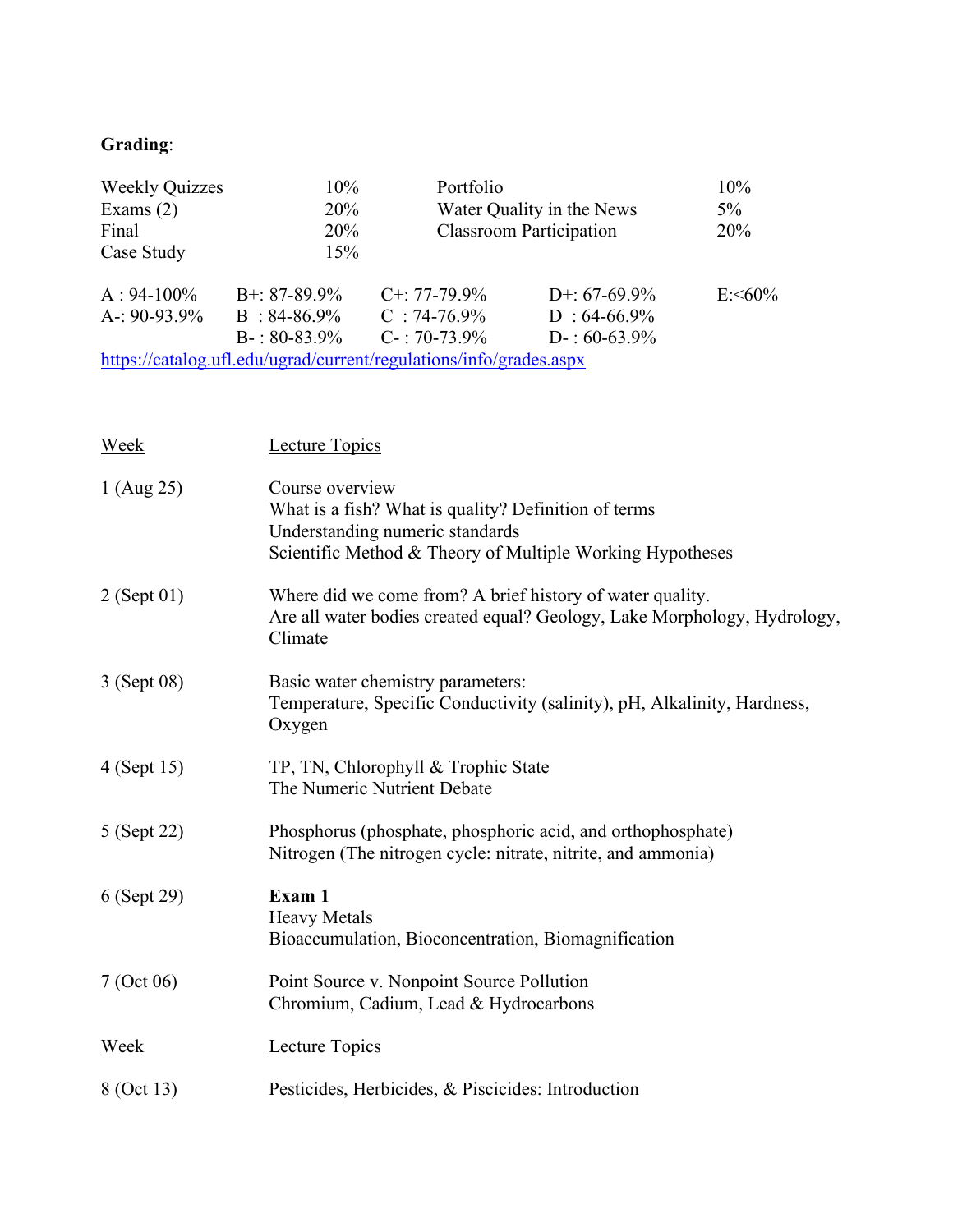**Grading**:

| | | | |
|---|---|---|---|
| Weekly Quizzes | 10% | Portfolio | 10% |
| Exams (2) | 20% | Water Quality in the News | 5% |
| Final | 20% | Classroom Participation | 20% |
| Case Study | 15% | | |

| | | | | |
|---|---|---|---|---|
| A : 94-100% | B+: 87-89.9% | C+: 77-79.9% | D+: 67-69.9% | E:<60% |
| A-: 90-93.9% | B : 84-86.9% | C : 74-76.9% | D : 64-66.9% | |
| | B- : 80-83.9% | C- : 70-73.9% | D- : 60-63.9% | |

https://catalog.ufl.edu/ugrad/current/regulations/info/grades.aspx

| Week | Lecture Topics |
|---|---|
| 1 (Aug 25) | Course overview<br>What is a fish? What is quality? Definition of terms<br>Understanding numeric standards<br>Scientific Method & Theory of Multiple Working Hypotheses |
| 2 (Sept 01) | Where did we come from? A brief history of water quality.<br>Are all water bodies created equal? Geology, Lake Morphology, Hydrology, Climate |
| 3 (Sept 08) | Basic water chemistry parameters:<br>Temperature, Specific Conductivity (salinity), pH, Alkalinity, Hardness, Oxygen |
| 4 (Sept 15) | TP, TN, Chlorophyll & Trophic State<br>The Numeric Nutrient Debate |
| 5 (Sept 22) | Phosphorus (phosphate, phosphoric acid, and orthophosphate)<br>Nitrogen (The nitrogen cycle: nitrate, nitrite, and ammonia) |
| 6 (Sept 29) | **Exam 1**<br>Heavy Metals<br>Bioaccumulation, Bioconcentration, Biomagnification |
| 7 (Oct 06) | Point Source v. Nonpoint Source Pollution<br>Chromium, Cadium, Lead & Hydrocarbons |

| Week | Lecture Topics |
|---|---|
| 8 (Oct 13) | Pesticides, Herbicides, & Piscicides: Introduction |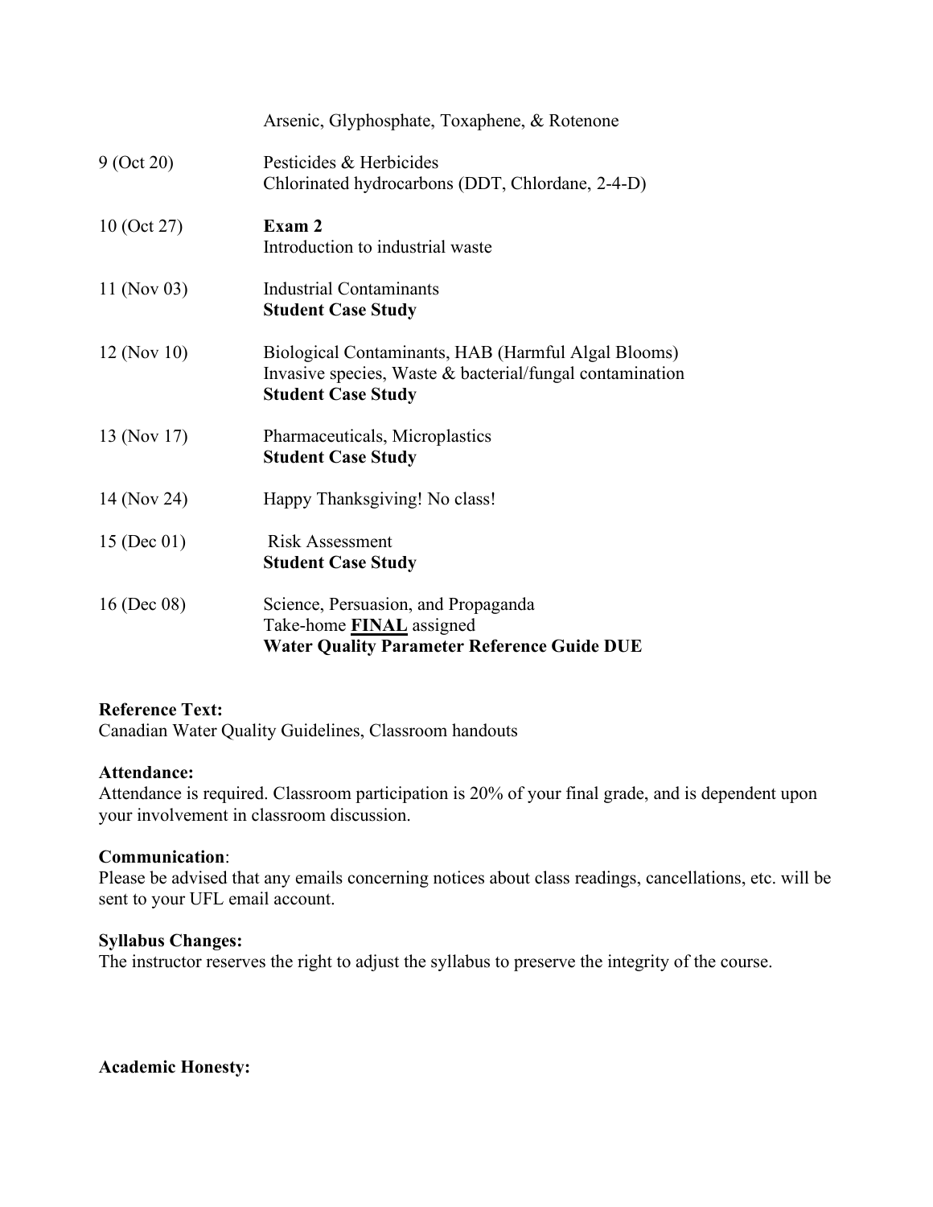| | |
|---|---|
| | Arsenic, Glyphosphate, Toxaphene, & Rotenone |
| 9 (Oct 20) | Pesticides & Herbicides<br>Chlorinated hydrocarbons (DDT, Chlordane, 2-4-D) |
| 10 (Oct 27) | **Exam 2**<br>Introduction to industrial waste |
| 11 (Nov 03) | Industrial Contaminants<br>**Student Case Study** |
| 12 (Nov 10) | Biological Contaminants, HAB (Harmful Algal Blooms)<br>Invasive species, Waste & bacterial/fungal contamination<br>**Student Case Study** |
| 13 (Nov 17) | Pharmaceuticals, Microplastics<br>**Student Case Study** |
| 14 (Nov 24) | Happy Thanksgiving! No class! |
| 15 (Dec 01) | Risk Assessment<br>**Student Case Study** |
| 16 (Dec 08) | Science, Persuasion, and Propaganda<br>Take-home **FINAL** assigned<br>**Water Quality Parameter Reference Guide DUE** |

**Reference Text:**
Canadian Water Quality Guidelines, Classroom handouts

**Attendance:**
Attendance is required. Classroom participation is 20% of your final grade, and is dependent upon your involvement in classroom discussion.

**Communication**:
Please be advised that any emails concerning notices about class readings, cancellations, etc. will be sent to your UFL email account.

**Syllabus Changes:**
The instructor reserves the right to adjust the syllabus to preserve the integrity of the course.

**Academic Honesty:**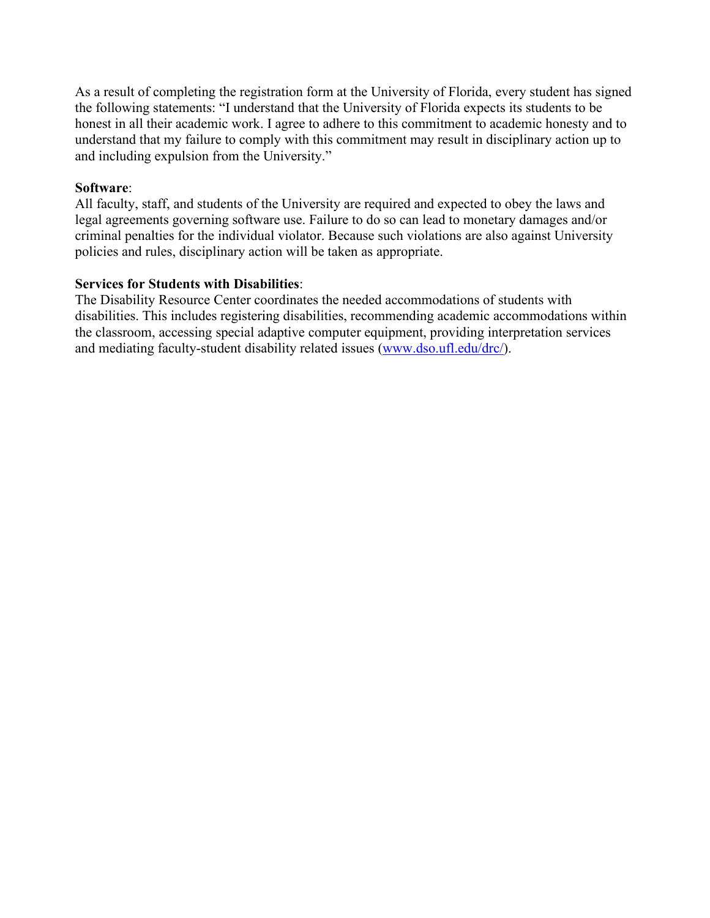As a result of completing the registration form at the University of Florida, every student has signed the following statements: "I understand that the University of Florida expects its students to be honest in all their academic work. I agree to adhere to this commitment to academic honesty and to understand that my failure to comply with this commitment may result in disciplinary action up to and including expulsion from the University."

**Software**:
All faculty, staff, and students of the University are required and expected to obey the laws and legal agreements governing software use. Failure to do so can lead to monetary damages and/or criminal penalties for the individual violator. Because such violations are also against University policies and rules, disciplinary action will be taken as appropriate.

**Services for Students with Disabilities**:
The Disability Resource Center coordinates the needed accommodations of students with disabilities. This includes registering disabilities, recommending academic accommodations within the classroom, accessing special adaptive computer equipment, providing interpretation services and mediating faculty-student disability related issues ([www.dso.ufl.edu/drc/](www.dso.ufl.edu/drc/)).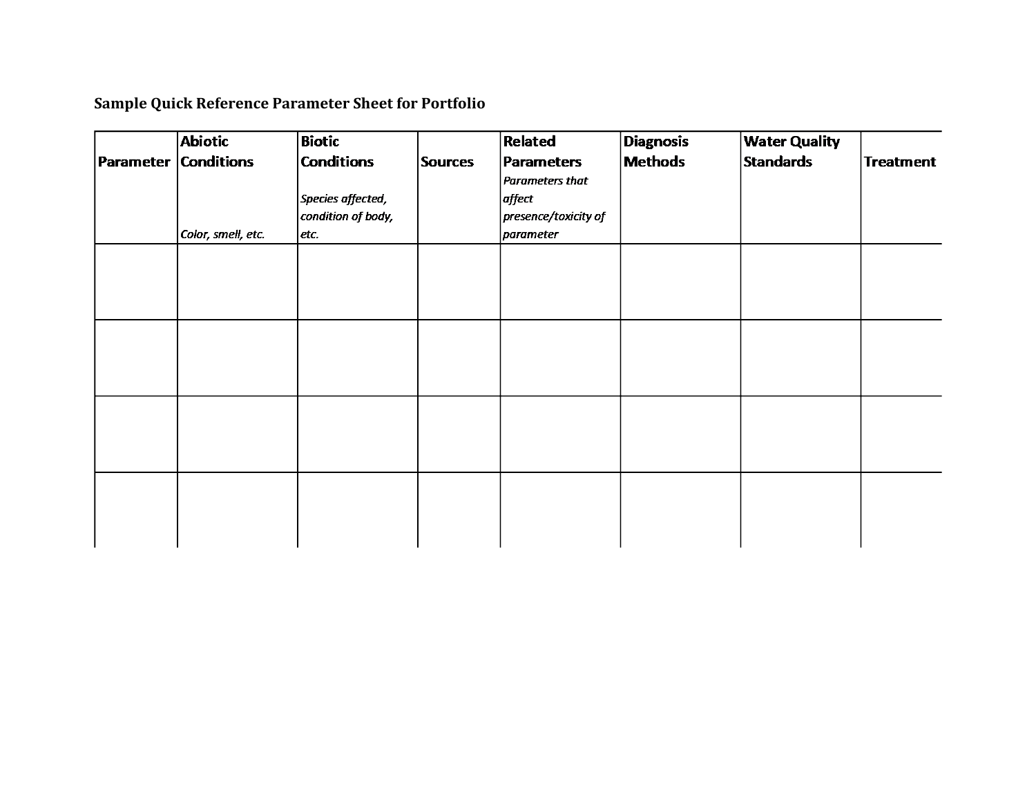## Sample Quick Reference Parameter Sheet for Portfolio

| Parameter | Abiotic Conditions<br>*Color, smell, etc.* | Biotic Conditions<br>*Species affected, condition of body, etc.* | Sources | Related Parameters<br>*Parameters that affect presence/toxicity of parameter* | Diagnosis Methods | Water Quality Standards | Treatment |
|---|---|---|---|---|---|---|---|
| | | | | | | | |
| | | | | | | | |
| | | | | | | | |
| | | | | | | | |